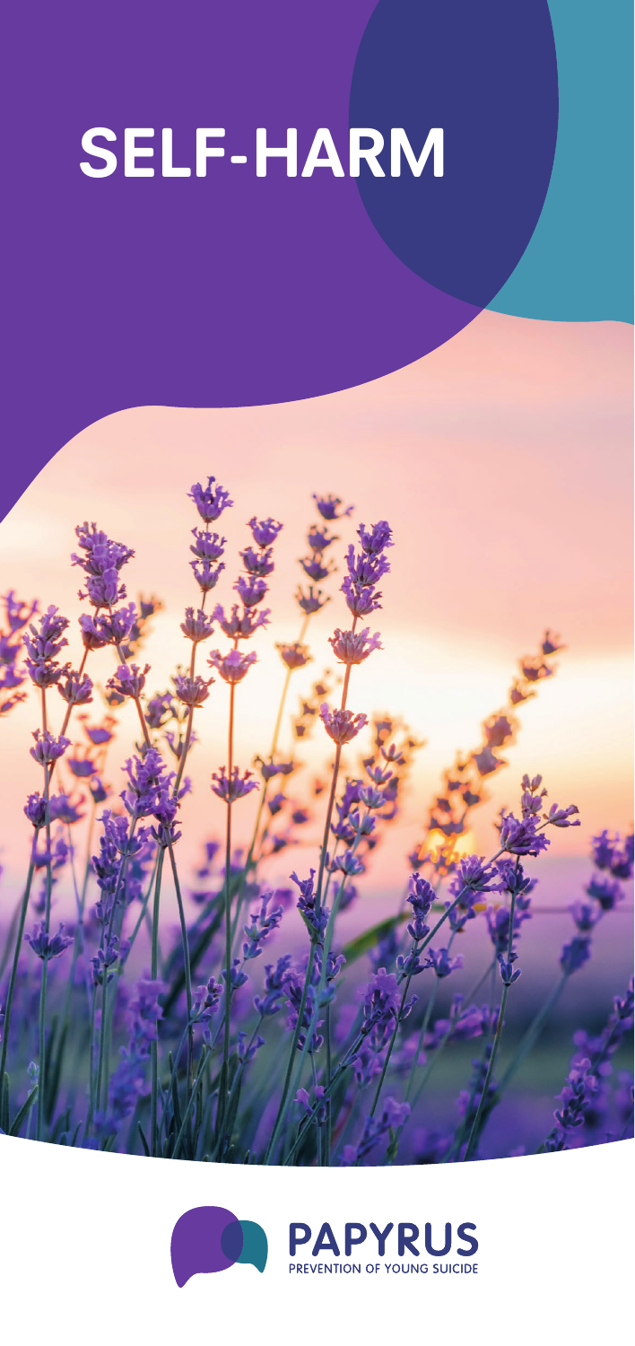# SELF-HARM

PAPYRUS

PREVENTION OF YOUNG SUICIDE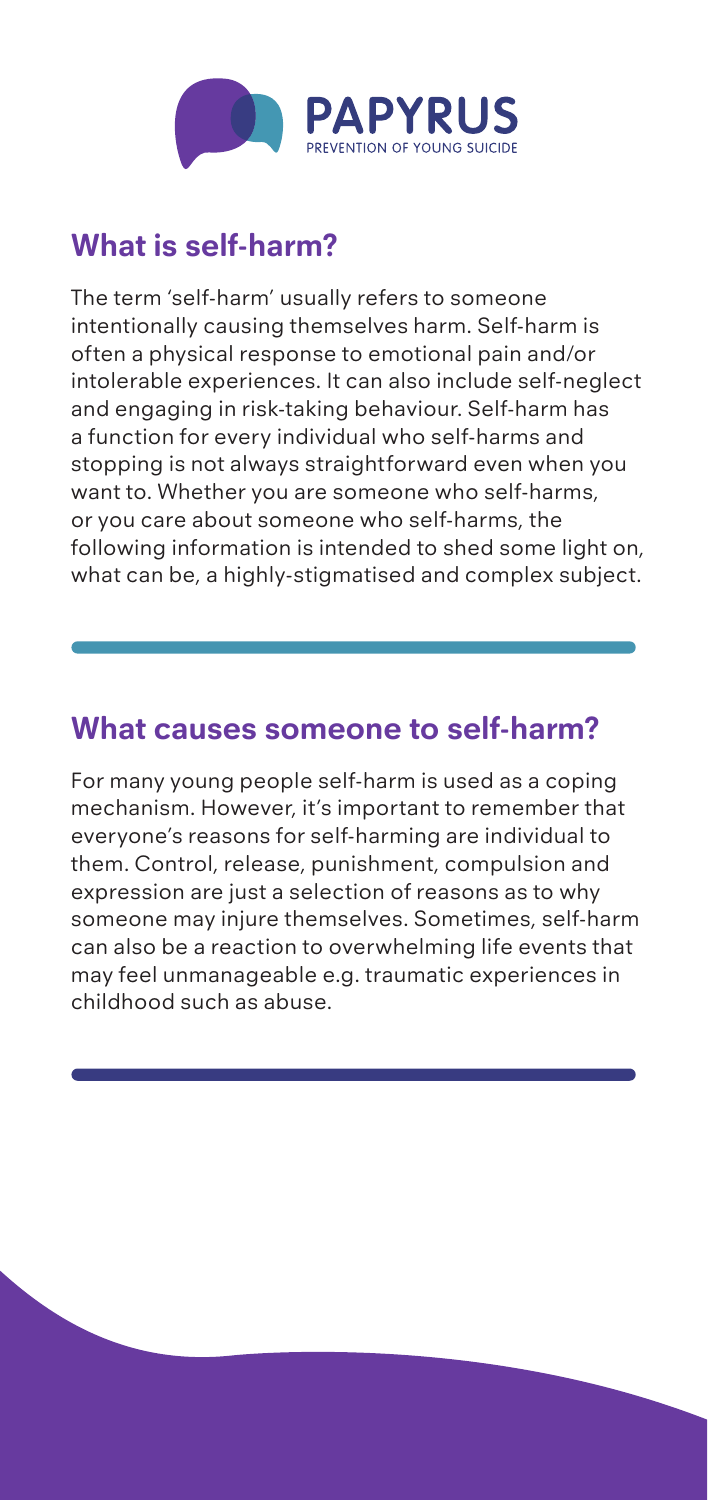PAPYRUS
PREVENTION OF YOUNG SUICIDE

## What is self-harm?

The term 'self-harm' usually refers to someone intentionally causing themselves harm. Self-harm is often a physical response to emotional pain and/or intolerable experiences. It can also include self-neglect and engaging in risk-taking behaviour. Self-harm has a function for every individual who self-harms and stopping is not always straightforward even when you want to. Whether you are someone who self-harms, or you care about someone who self-harms, the following information is intended to shed some light on, what can be, a highly-stigmatised and complex subject.

## What causes someone to self-harm?

For many young people self-harm is used as a coping mechanism. However, it's important to remember that everyone's reasons for self-harming are individual to them. Control, release, punishment, compulsion and expression are just a selection of reasons as to why someone may injure themselves. Sometimes, self-harm can also be a reaction to overwhelming life events that may feel unmanageable e.g. traumatic experiences in childhood such as abuse.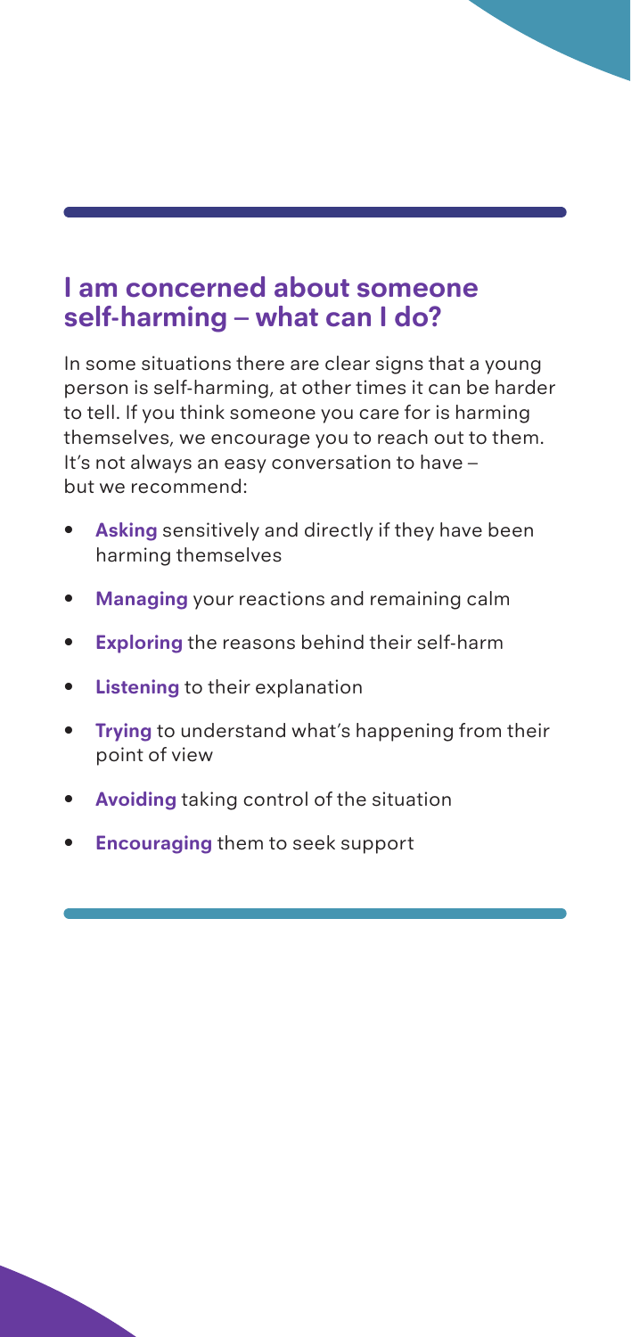## I am concerned about someone self-harming – what can I do?

In some situations there are clear signs that a young person is self-harming, at other times it can be harder to tell. If you think someone you care for is harming themselves, we encourage you to reach out to them. It's not always an easy conversation to have – but we recommend:

- **Asking** sensitively and directly if they have been harming themselves
- **Managing** your reactions and remaining calm
- **Exploring** the reasons behind their self-harm
- **Listening** to their explanation
- **Trying** to understand what's happening from their point of view
- **Avoiding** taking control of the situation
- **Encouraging** them to seek support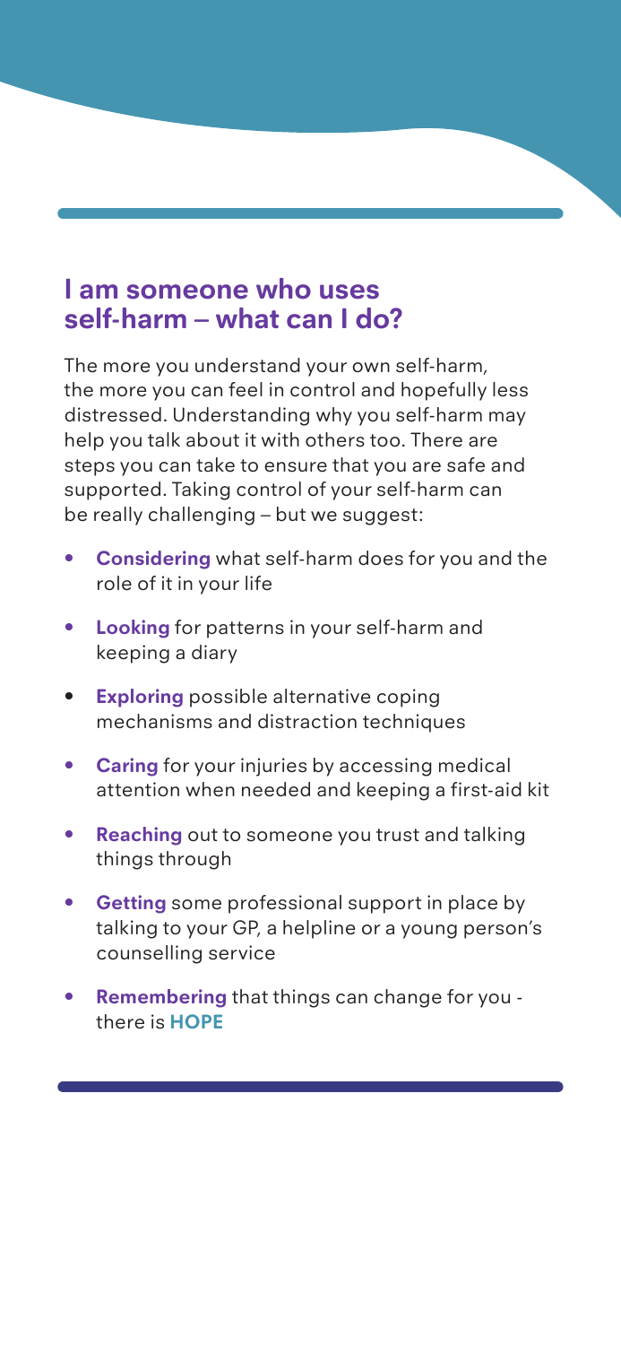## I am someone who uses self-harm – what can I do?

The more you understand your own self-harm, the more you can feel in control and hopefully less distressed. Understanding why you self-harm may help you talk about it with others too. There are steps you can take to ensure that you are safe and supported. Taking control of your self-harm can be really challenging – but we suggest:

- **Considering** what self-harm does for you and the role of it in your life
- **Looking** for patterns in your self-harm and keeping a diary
- **Exploring** possible alternative coping mechanisms and distraction techniques
- **Caring** for your injuries by accessing medical attention when needed and keeping a first-aid kit
- **Reaching** out to someone you trust and talking things through
- **Getting** some professional support in place by talking to your GP, a helpline or a young person's counselling service
- **Remembering** that things can change for you - there is **HOPE**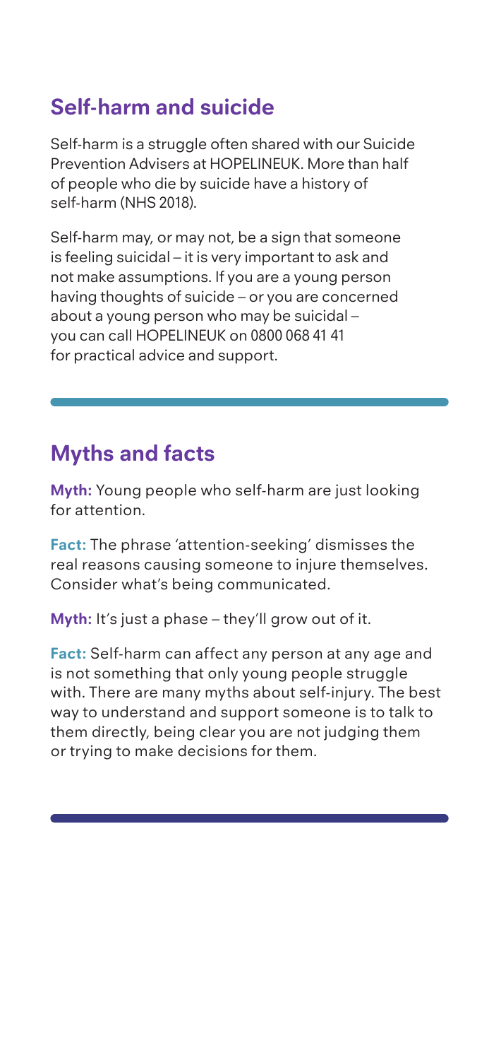## Self-harm and suicide

Self-harm is a struggle often shared with our Suicide Prevention Advisers at HOPELINEUK. More than half of people who die by suicide have a history of self-harm (NHS 2018).

Self-harm may, or may not, be a sign that someone is feeling suicidal – it is very important to ask and not make assumptions. If you are a young person having thoughts of suicide – or you are concerned about a young person who may be suicidal – you can call HOPELINEUK on 0800 068 41 41 for practical advice and support.

## Myths and facts

**Myth:** Young people who self-harm are just looking for attention.

**Fact:** The phrase 'attention-seeking' dismisses the real reasons causing someone to injure themselves. Consider what's being communicated.

**Myth:** It's just a phase – they'll grow out of it.

**Fact:** Self-harm can affect any person at any age and is not something that only young people struggle with. There are many myths about self-injury. The best way to understand and support someone is to talk to them directly, being clear you are not judging them or trying to make decisions for them.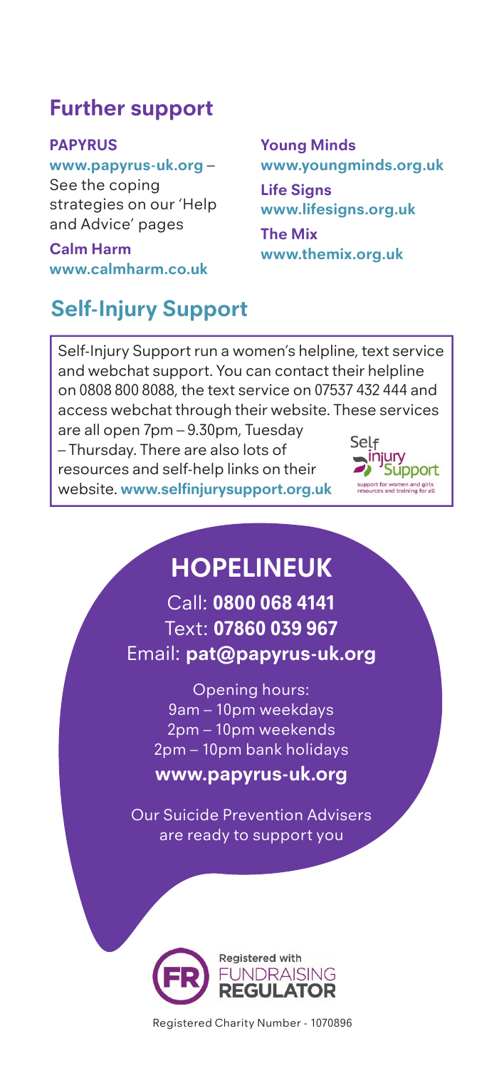## Further support

**PAPYRUS**
**www.papyrus-uk.org** – See the coping strategies on our 'Help and Advice' pages

**Calm Harm**
**www.calmharm.co.uk**

**Young Minds**
**www.youngminds.org.uk**

**Life Signs**
**www.lifesigns.org.uk**

**The Mix**
**www.themix.org.uk**

## Self-Injury Support

Self-Injury Support run a women's helpline, text service and webchat support. You can contact their helpline on 0808 800 8088, the text service on 07537 432 444 and access webchat through their website. These services are all open 7pm – 9.30pm, Tuesday – Thursday. There are also lots of resources and self-help links on their website. **www.selfinjurysupport.org.uk**

Self injury Support
support for women and girls
resources and training for all

## HOPELINEUK

Call: **0800 068 4141**
Text: **07860 039 967**
Email: **pat@papyrus-uk.org**

Opening hours:
9am – 10pm weekdays
2pm – 10pm weekends
2pm – 10pm bank holidays

**www.papyrus-uk.org**

Our Suicide Prevention Advisers are ready to support you

Registered with FUNDRAISING REGULATOR

Registered Charity Number - 1070896